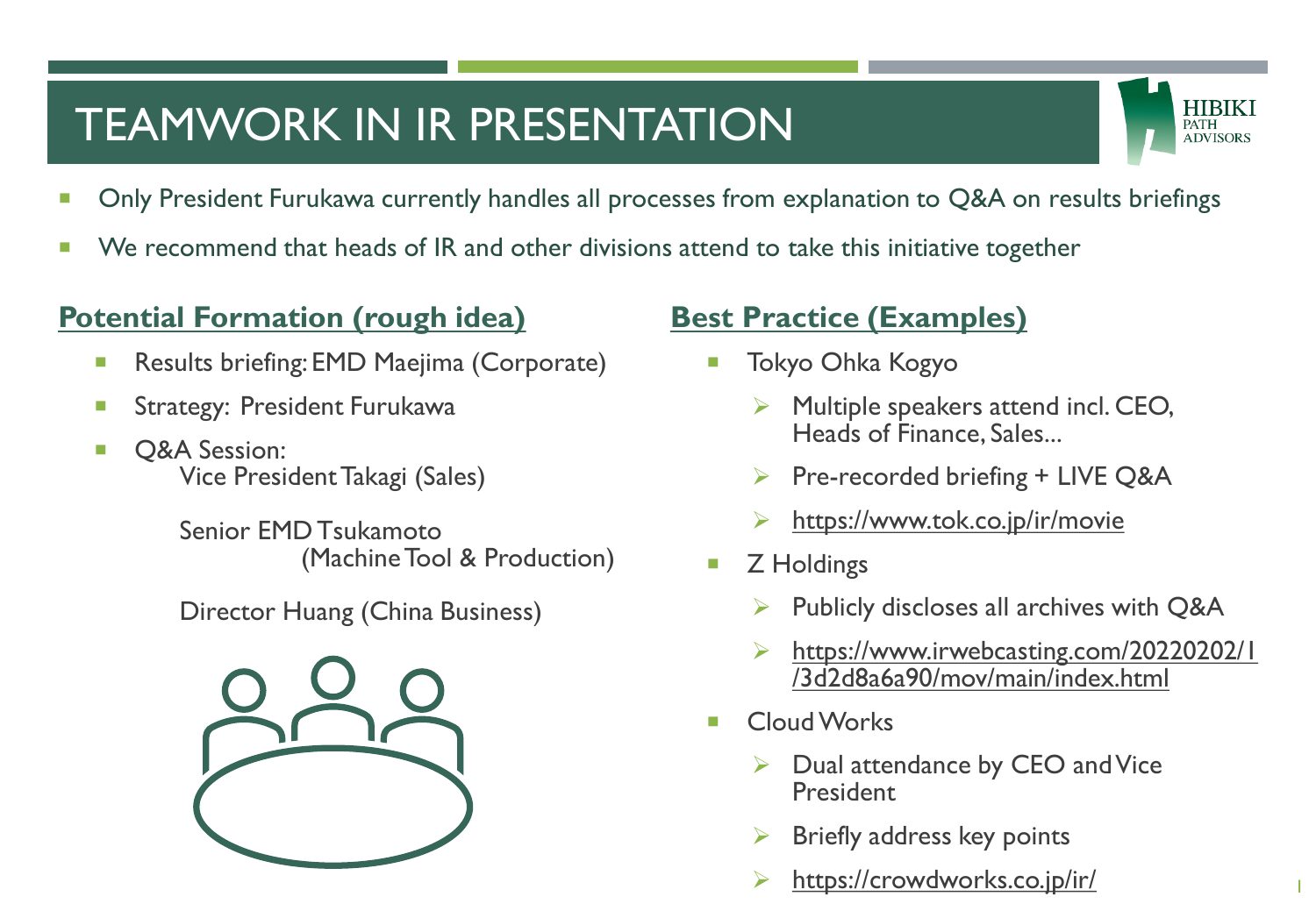# TEAMWORK IN IR PRESENTATION

- Only President Furukawa currently handles all processes from explanation to Q&A on results briefings
- We recommend that heads of IR and other divisions attend to take this initiative together

## Potential Formation (rough idea)

- Results briefing: EMD Maejima (Corporate)
- Strategy: President Furukawa
- Q&A Session:
  - Vice President Takagi (Sales)
  - Senior EMD Tsukamoto (Machine Tool & Production)
  - Director Huang (China Business)

## Best Practice (Examples)

- Tokyo Ohka Kogyo
  - Multiple speakers attend incl. CEO, Heads of Finance, Sales...
  - Pre-recorded briefing + LIVE Q&A
  - https://www.tok.co.jp/ir/movie
- Z Holdings
  - Publicly discloses all archives with Q&A
  - https://www.irwebcasting.com/20220202/1/3d2d8a6a90/mov/main/index.html
- Cloud Works
  - Dual attendance by CEO and Vice President
  - Briefly address key points
  - https://crowdworks.co.jp/ir/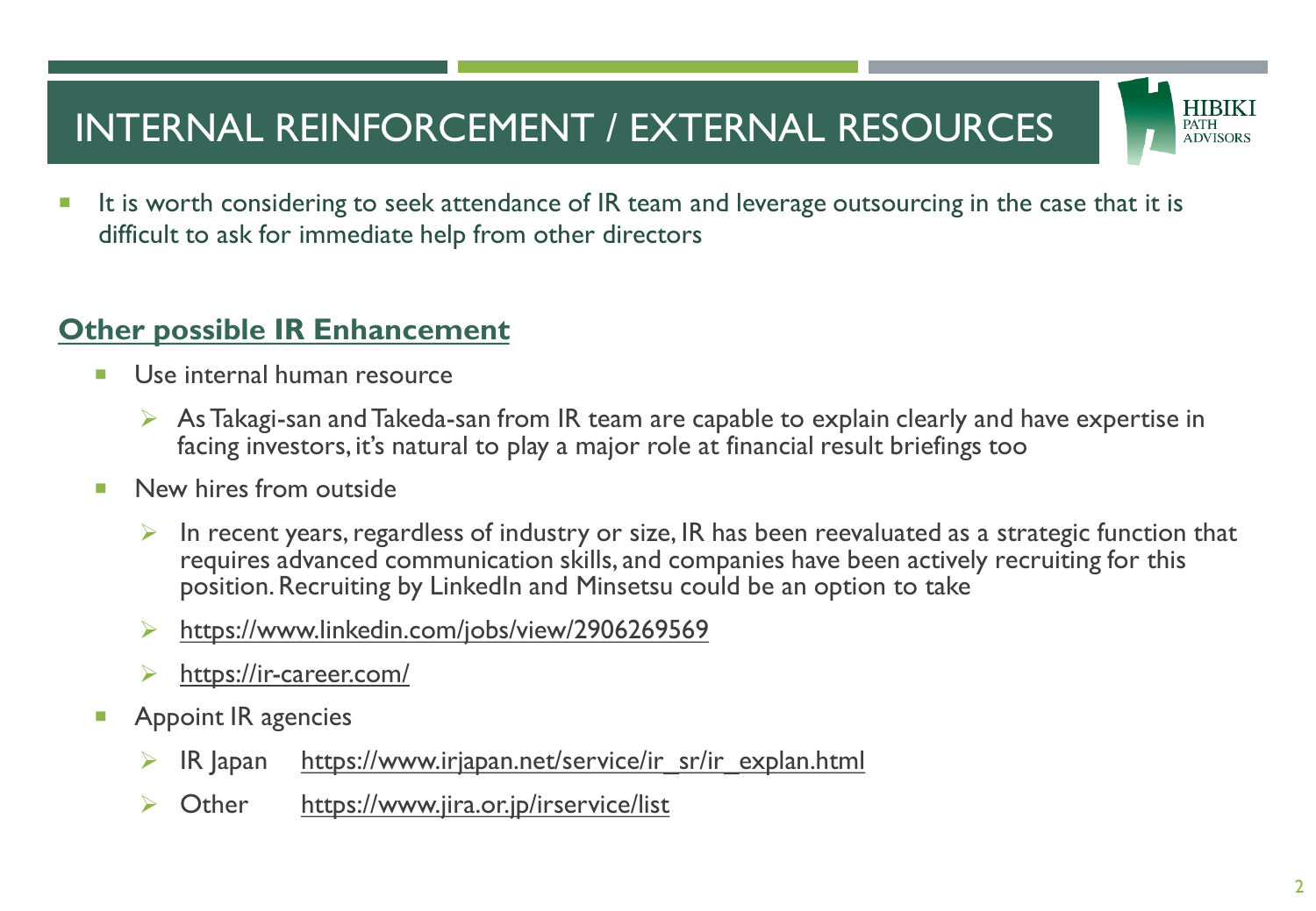# INTERNAL REINFORCEMENT / EXTERNAL RESOURCES

- It is worth considering to seek attendance of IR team and leverage outsourcing in the case that it is difficult to ask for immediate help from other directors

## Other possible IR Enhancement

- Use internal human resource
  - As Takagi-san and Takeda-san from IR team are capable to explain clearly and have expertise in facing investors, it's natural to play a major role at financial result briefings too
- New hires from outside
  - In recent years, regardless of industry or size, IR has been reevaluated as a strategic function that requires advanced communication skills, and companies have been actively recruiting for this position. Recruiting by LinkedIn and Minsetsu could be an option to take
  - https://www.linkedin.com/jobs/view/2906269569
  - https://ir-career.com/
- Appoint IR agencies
  - IR Japan https://www.irjapan.net/service/ir_sr/ir_explan.html
  - Other https://www.jira.or.jp/irservice/list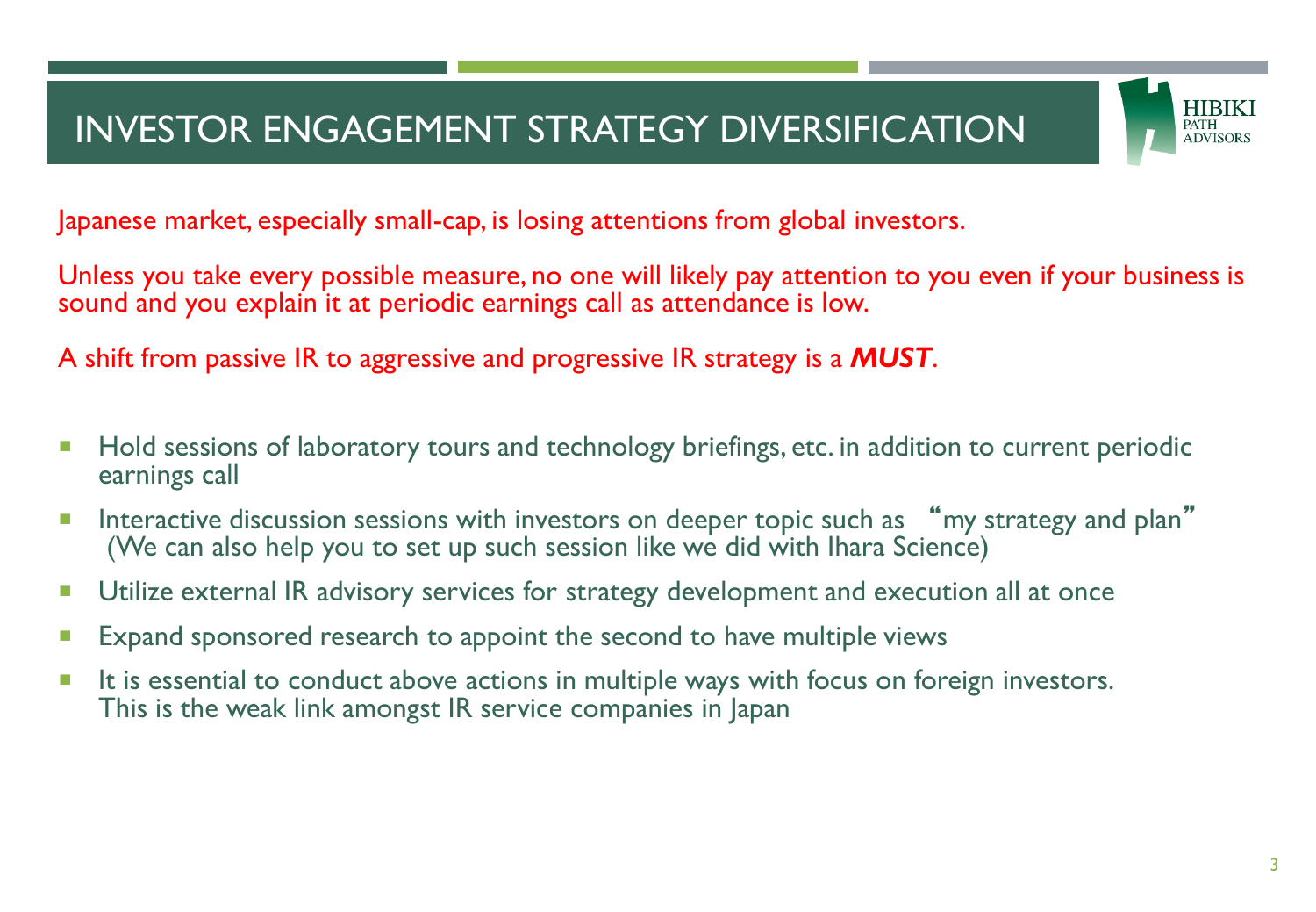# INVESTOR ENGAGEMENT STRATEGY DIVERSIFICATION

HIBIKI PATH ADVISORS

Japanese market, especially small-cap, is losing attentions from global investors.

Unless you take every possible measure, no one will likely pay attention to you even if your business is sound and you explain it at periodic earnings call as attendance is low.

A shift from passive IR to aggressive and progressive IR strategy is a ***MUST***.

- Hold sessions of laboratory tours and technology briefings, etc. in addition to current periodic earnings call
- Interactive discussion sessions with investors on deeper topic such as "my strategy and plan" (We can also help you to set up such session like we did with Ihara Science)
- Utilize external IR advisory services for strategy development and execution all at once
- Expand sponsored research to appoint the second to have multiple views
- It is essential to conduct above actions in multiple ways with focus on foreign investors. This is the weak link amongst IR service companies in Japan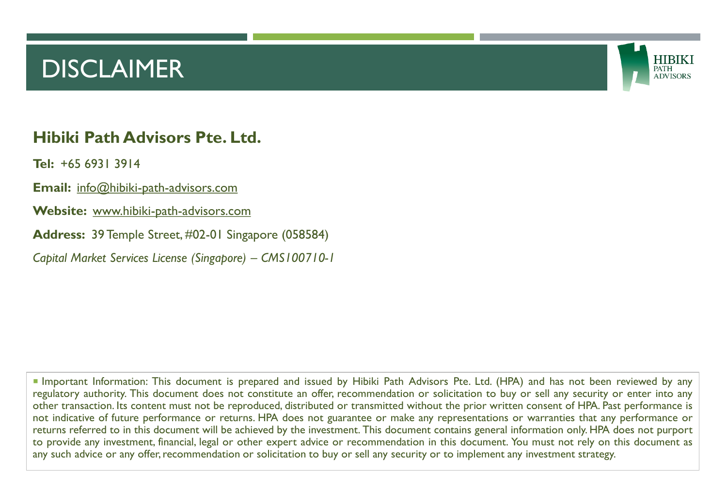# DISCLAIMER

## Hibiki Path Advisors Pte. Ltd.

**Tel:** +65 6931 3914

**Email:** info@hibiki-path-advisors.com

**Website:** www.hibiki-path-advisors.com

**Address:** 39 Temple Street, #02-01 Singapore (058584)

*Capital Market Services License (Singapore) – CMS100710-1*

- Important Information: This document is prepared and issued by Hibiki Path Advisors Pte. Ltd. (HPA) and has not been reviewed by any regulatory authority. This document does not constitute an offer, recommendation or solicitation to buy or sell any security or enter into any other transaction. Its content must not be reproduced, distributed or transmitted without the prior written consent of HPA. Past performance is not indicative of future performance or returns. HPA does not guarantee or make any representations or warranties that any performance or returns referred to in this document will be achieved by the investment. This document contains general information only. HPA does not purport to provide any investment, financial, legal or other expert advice or recommendation in this document. You must not rely on this document as any such advice or any offer, recommendation or solicitation to buy or sell any security or to implement any investment strategy.